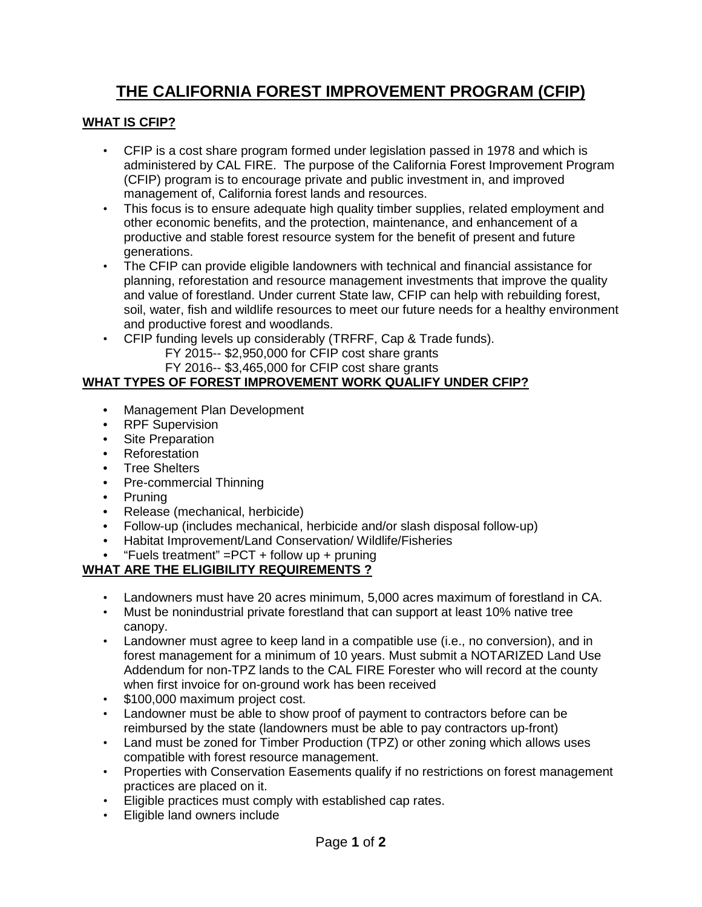# THE CALIFORNIA FOREST IMPROVEMENT PROGRAM (CFIP)

## WHAT IS CFIP?

- CFIP is a cost share program formed under legislation passed in 1978 and which is administered by CAL FIRE. The purpose of the California Forest Improvement Program (CFIP) program is to encourage private and public investment in, and improved management of, California forest lands and resources.
- This focus is to ensure adequate high quality timber supplies, related employment and other economic benefits, and the protection, maintenance, and enhancement of a productive and stable forest resource system for the benefit of present and future generations.
- The CFIP can provide eligible landowners with technical and financial assistance for planning, reforestation and resource management investments that improve the quality and value of forestland. Under current State law, CFIP can help with rebuilding forest, soil, water, fish and wildlife resources to meet our future needs for a healthy environment and productive forest and woodlands.
- CFIP funding levels up considerably (TRFRF, Cap & Trade funds).
  - FY 2015-- $2,950,000 for CFIP cost share grants
  - FY 2016-- $3,465,000 for CFIP cost share grants

## WHAT TYPES OF FOREST IMPROVEMENT WORK QUALIFY UNDER CFIP?

- Management Plan Development
- RPF Supervision
- Site Preparation
- Reforestation
- Tree Shelters
- Pre-commercial Thinning
- Pruning
- Release (mechanical, herbicide)
- Follow-up (includes mechanical, herbicide and/or slash disposal follow-up)
- Habitat Improvement/Land Conservation/ Wildlife/Fisheries
- "Fuels treatment" =PCT + follow up + pruning

## WHAT ARE THE ELIGIBILITY REQUIREMENTS ?

- Landowners must have 20 acres minimum, 5,000 acres maximum of forestland in CA.
- Must be nonindustrial private forestland that can support at least 10% native tree canopy.
- Landowner must agree to keep land in a compatible use (i.e., no conversion), and in forest management for a minimum of 10 years. Must submit a NOTARIZED Land Use Addendum for non-TPZ lands to the CAL FIRE Forester who will record at the county when first invoice for on-ground work has been received
- $100,000 maximum project cost.
- Landowner must be able to show proof of payment to contractors before can be reimbursed by the state (landowners must be able to pay contractors up-front)
- Land must be zoned for Timber Production (TPZ) or other zoning which allows uses compatible with forest resource management.
- Properties with Conservation Easements qualify if no restrictions on forest management practices are placed on it.
- Eligible practices must comply with established cap rates.
- Eligible land owners include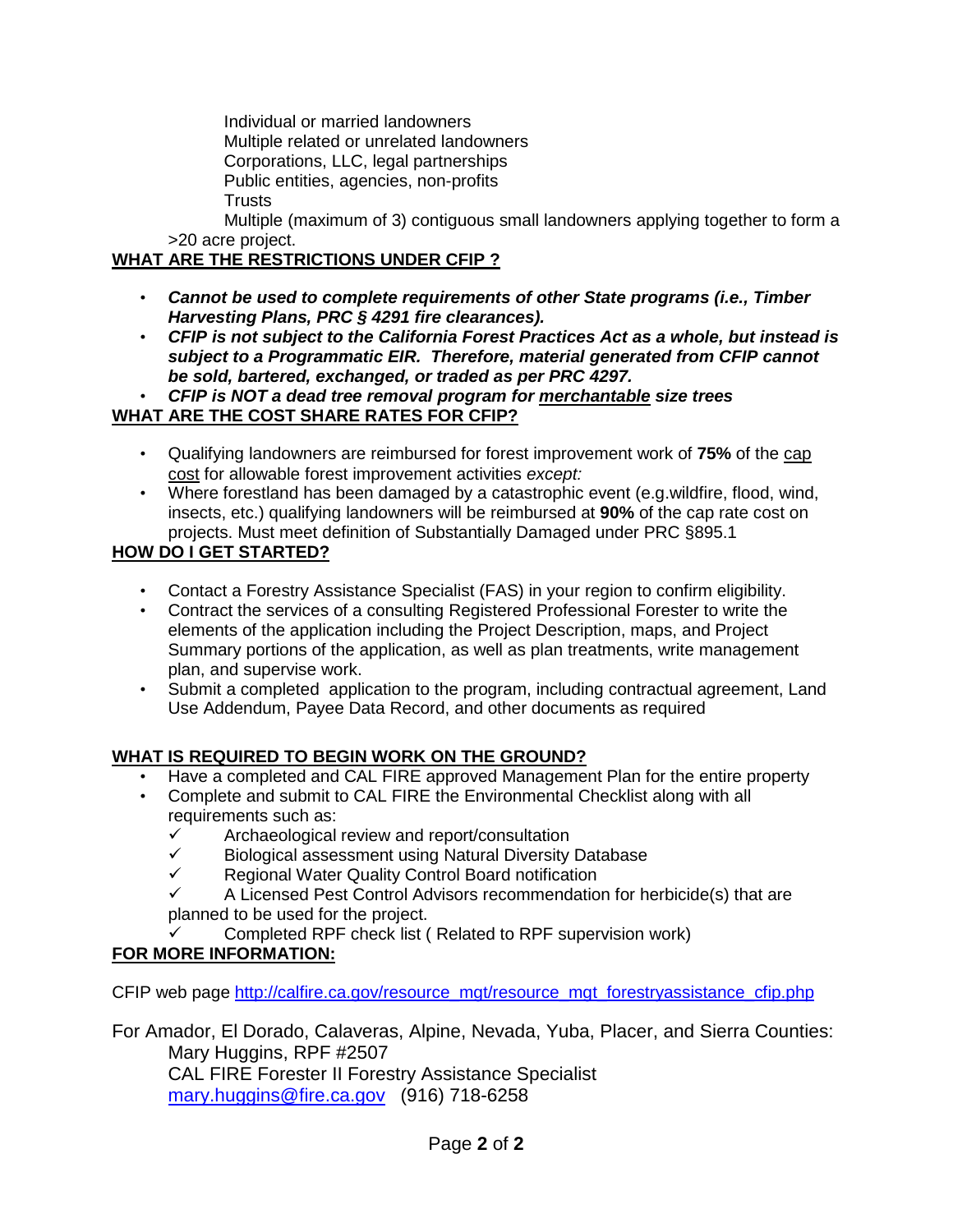Individual or married landowners
Multiple related or unrelated landowners
Corporations, LLC, legal partnerships
Public entities, agencies, non-profits
Trusts
Multiple (maximum of 3) contiguous small landowners applying together to form a >20 acre project.

## WHAT ARE THE RESTRICTIONS UNDER CFIP ?

- ***Cannot be used to complete requirements of other State programs (i.e., Timber Harvesting Plans, PRC § 4291 fire clearances).***
- ***CFIP is not subject to the California Forest Practices Act as a whole, but instead is subject to a Programmatic EIR. Therefore, material generated from CFIP cannot be sold, bartered, exchanged, or traded as per PRC 4297.***
- ***CFIP is NOT a dead tree removal program for merchantable size trees***

## WHAT ARE THE COST SHARE RATES FOR CFIP?

- Qualifying landowners are reimbursed for forest improvement work of **75%** of the cap cost for allowable forest improvement activities *except:*
- Where forestland has been damaged by a catastrophic event (e.g.wildfire, flood, wind, insects, etc.) qualifying landowners will be reimbursed at **90%** of the cap rate cost on projects. Must meet definition of Substantially Damaged under PRC §895.1

## HOW DO I GET STARTED?

- Contact a Forestry Assistance Specialist (FAS) in your region to confirm eligibility.
- Contract the services of a consulting Registered Professional Forester to write the elements of the application including the Project Description, maps, and Project Summary portions of the application, as well as plan treatments, write management plan, and supervise work.
- Submit a completed application to the program, including contractual agreement, Land Use Addendum, Payee Data Record, and other documents as required

## WHAT IS REQUIRED TO BEGIN WORK ON THE GROUND?

- Have a completed and CAL FIRE approved Management Plan for the entire property
- Complete and submit to CAL FIRE the Environmental Checklist along with all requirements such as:
  - ✓ Archaeological review and report/consultation
  - ✓ Biological assessment using Natural Diversity Database
  - ✓ Regional Water Quality Control Board notification
  - ✓ A Licensed Pest Control Advisors recommendation for herbicide(s) that are planned to be used for the project.
  - ✓ Completed RPF check list ( Related to RPF supervision work)

## FOR MORE INFORMATION:

CFIP web page http://calfire.ca.gov/resource_mgt/resource_mgt_forestryassistance_cfip.php

For Amador, El Dorado, Calaveras, Alpine, Nevada, Yuba, Placer, and Sierra Counties:
Mary Huggins, RPF #2507
CAL FIRE Forester II Forestry Assistance Specialist
mary.huggins@fire.ca.gov (916) 718-6258